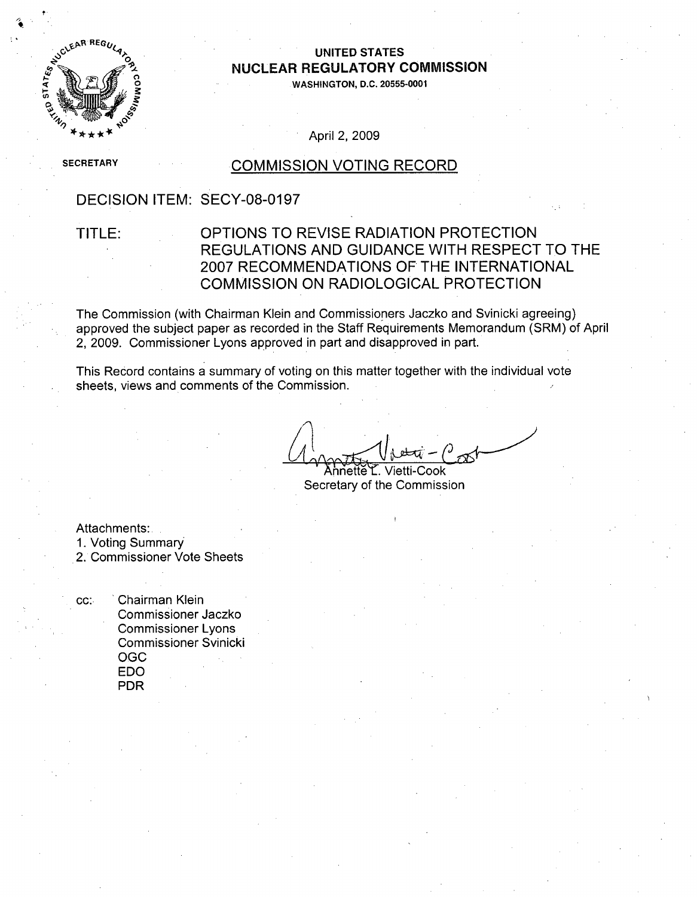**UNITED STATES**
**NUCLEAR REGULATORY COMMISSION**
WASHINGTON, D.C. 20555-0001

April 2, 2009

SECRETARY

## COMMISSION VOTING RECORD

DECISION ITEM: SECY-08-0197

TITLE: OPTIONS TO REVISE RADIATION PROTECTION REGULATIONS AND GUIDANCE WITH RESPECT TO THE 2007 RECOMMENDATIONS OF THE INTERNATIONAL COMMISSION ON RADIOLOGICAL PROTECTION

The Commission (with Chairman Klein and Commissioners Jaczko and Svinicki agreeing) approved the subject paper as recorded in the Staff Requirements Memorandum (SRM) of April 2, 2009. Commissioner Lyons approved in part and disapproved in part.

This Record contains a summary of voting on this matter together with the individual vote sheets, views and comments of the Commission.

Annette L. Vietti-Cook
Secretary of the Commission

Attachments:
1. Voting Summary
2. Commissioner Vote Sheets

cc: Chairman Klein
Commissioner Jaczko
Commissioner Lyons
Commissioner Svinicki
OGC
EDO
PDR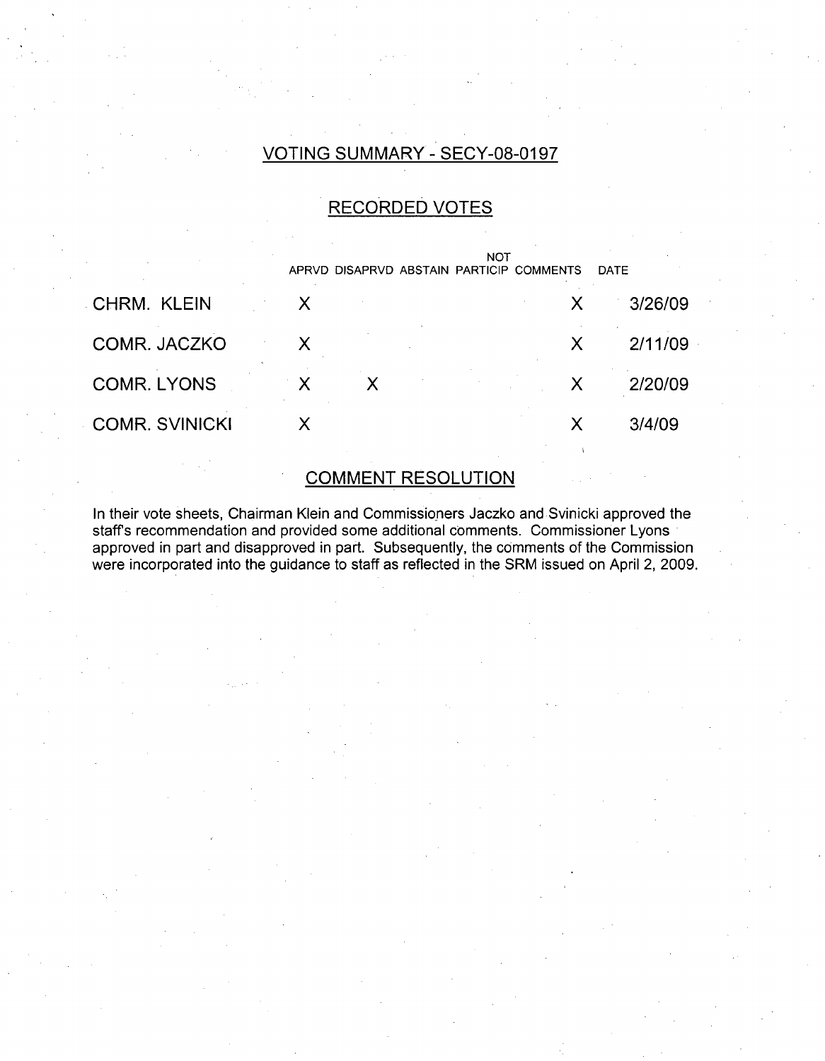## VOTING SUMMARY - SECY-08-0197

### RECORDED VOTES

| | APRVD | DISAPRVD | ABSTAIN | NOT PARTICIP | COMMENTS | DATE |
|---|---|---|---|---|---|---|
| CHRM. KLEIN | X | | | | X | 3/26/09 |
| COMR. JACZKO | X | | | | X | 2/11/09 |
| COMR. LYONS | X | X | | | X | 2/20/09 |
| COMR. SVINICKI | X | | | | X | 3/4/09 |

### COMMENT RESOLUTION

In their vote sheets, Chairman Klein and Commissioners Jaczko and Svinicki approved the staff's recommendation and provided some additional comments. Commissioner Lyons approved in part and disapproved in part. Subsequently, the comments of the Commission were incorporated into the guidance to staff as reflected in the SRM issued on April 2, 2009.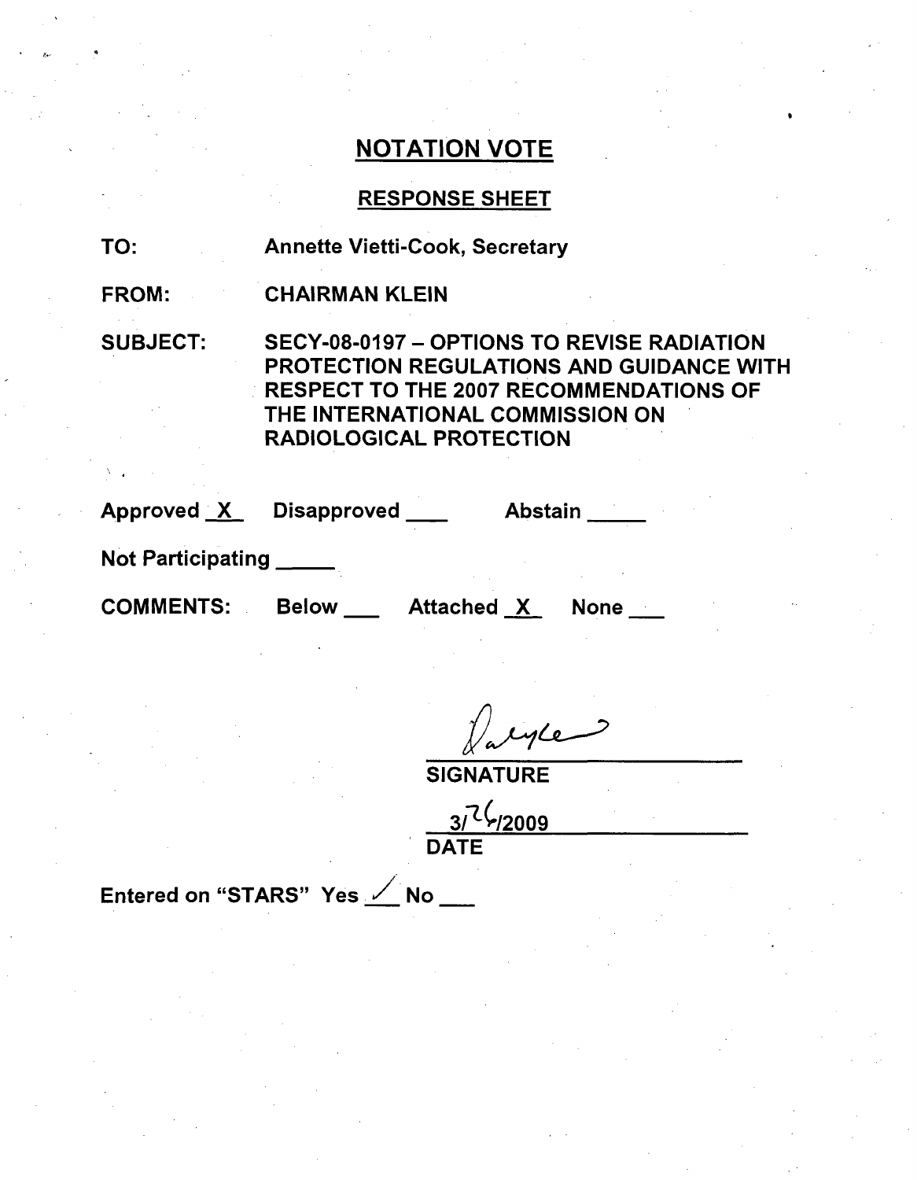# NOTATION VOTE

## RESPONSE SHEET

**TO:** Annette Vietti-Cook, Secretary

**FROM:** CHAIRMAN KLEIN

**SUBJECT:** SECY-08-0197 – OPTIONS TO REVISE RADIATION PROTECTION REGULATIONS AND GUIDANCE WITH RESPECT TO THE 2007 RECOMMENDATIONS OF THE INTERNATIONAL COMMISSION ON RADIOLOGICAL PROTECTION

**Approved** X **Disapproved** ___ **Abstain** ___

**Not Participating** ___

**COMMENTS:** Below ___ Attached X None ___

[Signature]

**SIGNATURE**

3/26/2009

**DATE**

Entered on "STARS" Yes ✓ No ___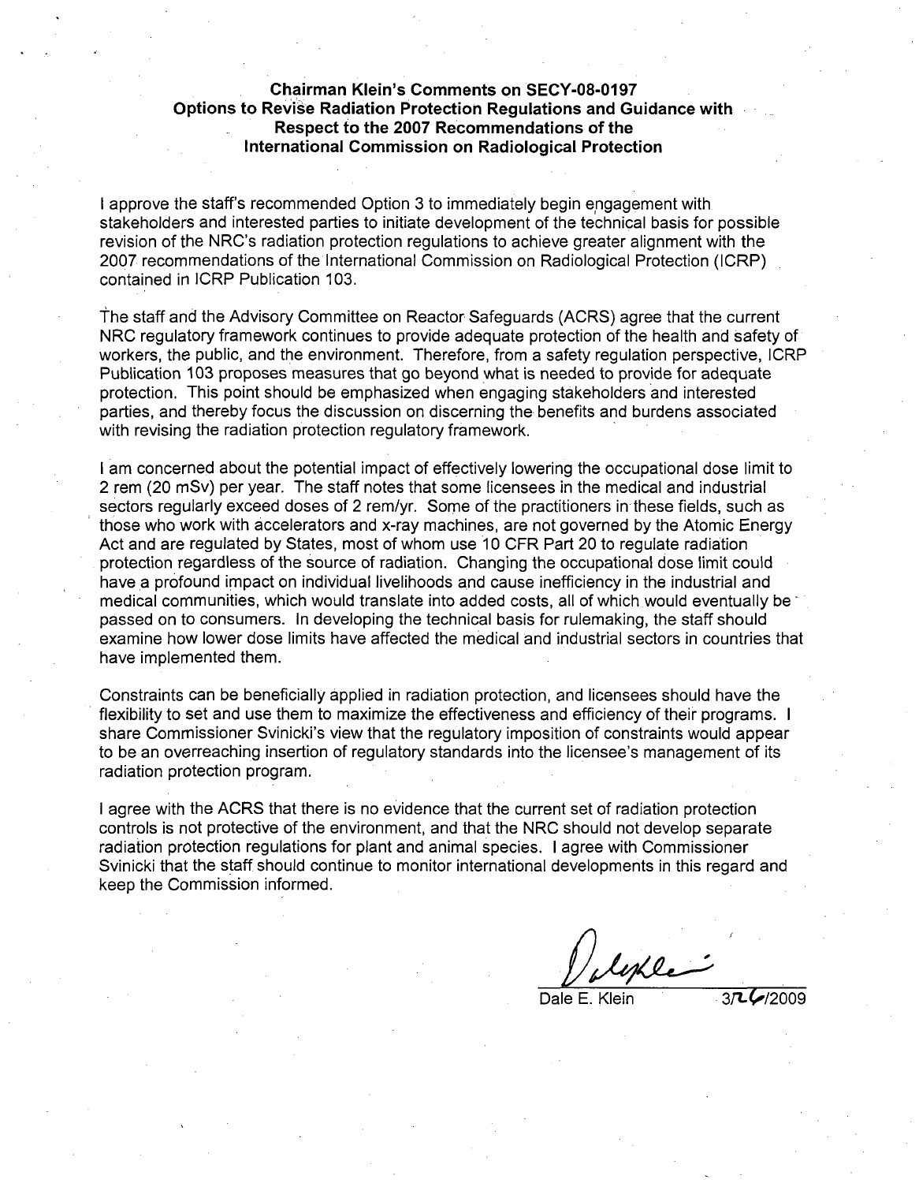**Chairman Klein's Comments on SECY-08-0197**
**Options to Revise Radiation Protection Regulations and Guidance with Respect to the 2007 Recommendations of the International Commission on Radiological Protection**

I approve the staff's recommended Option 3 to immediately begin engagement with stakeholders and interested parties to initiate development of the technical basis for possible revision of the NRC's radiation protection regulations to achieve greater alignment with the 2007 recommendations of the International Commission on Radiological Protection (ICRP) contained in ICRP Publication 103.

The staff and the Advisory Committee on Reactor Safeguards (ACRS) agree that the current NRC regulatory framework continues to provide adequate protection of the health and safety of workers, the public, and the environment. Therefore, from a safety regulation perspective, ICRP Publication 103 proposes measures that go beyond what is needed to provide for adequate protection. This point should be emphasized when engaging stakeholders and interested parties, and thereby focus the discussion on discerning the benefits and burdens associated with revising the radiation protection regulatory framework.

I am concerned about the potential impact of effectively lowering the occupational dose limit to 2 rem (20 mSv) per year. The staff notes that some licensees in the medical and industrial sectors regularly exceed doses of 2 rem/yr. Some of the practitioners in these fields, such as those who work with accelerators and x-ray machines, are not governed by the Atomic Energy Act and are regulated by States, most of whom use 10 CFR Part 20 to regulate radiation protection regardless of the source of radiation. Changing the occupational dose limit could have a profound impact on individual livelihoods and cause inefficiency in the industrial and medical communities, which would translate into added costs, all of which would eventually be passed on to consumers. In developing the technical basis for rulemaking, the staff should examine how lower dose limits have affected the medical and industrial sectors in countries that have implemented them.

Constraints can be beneficially applied in radiation protection, and licensees should have the flexibility to set and use them to maximize the effectiveness and efficiency of their programs. I share Commissioner Svinicki's view that the regulatory imposition of constraints would appear to be an overreaching insertion of regulatory standards into the licensee's management of its radiation protection program.

I agree with the ACRS that there is no evidence that the current set of radiation protection controls is not protective of the environment, and that the NRC should not develop separate radiation protection regulations for plant and animal species. I agree with Commissioner Svinicki that the staff should continue to monitor international developments in this regard and keep the Commission informed.

Dale E. Klein 3/26/2009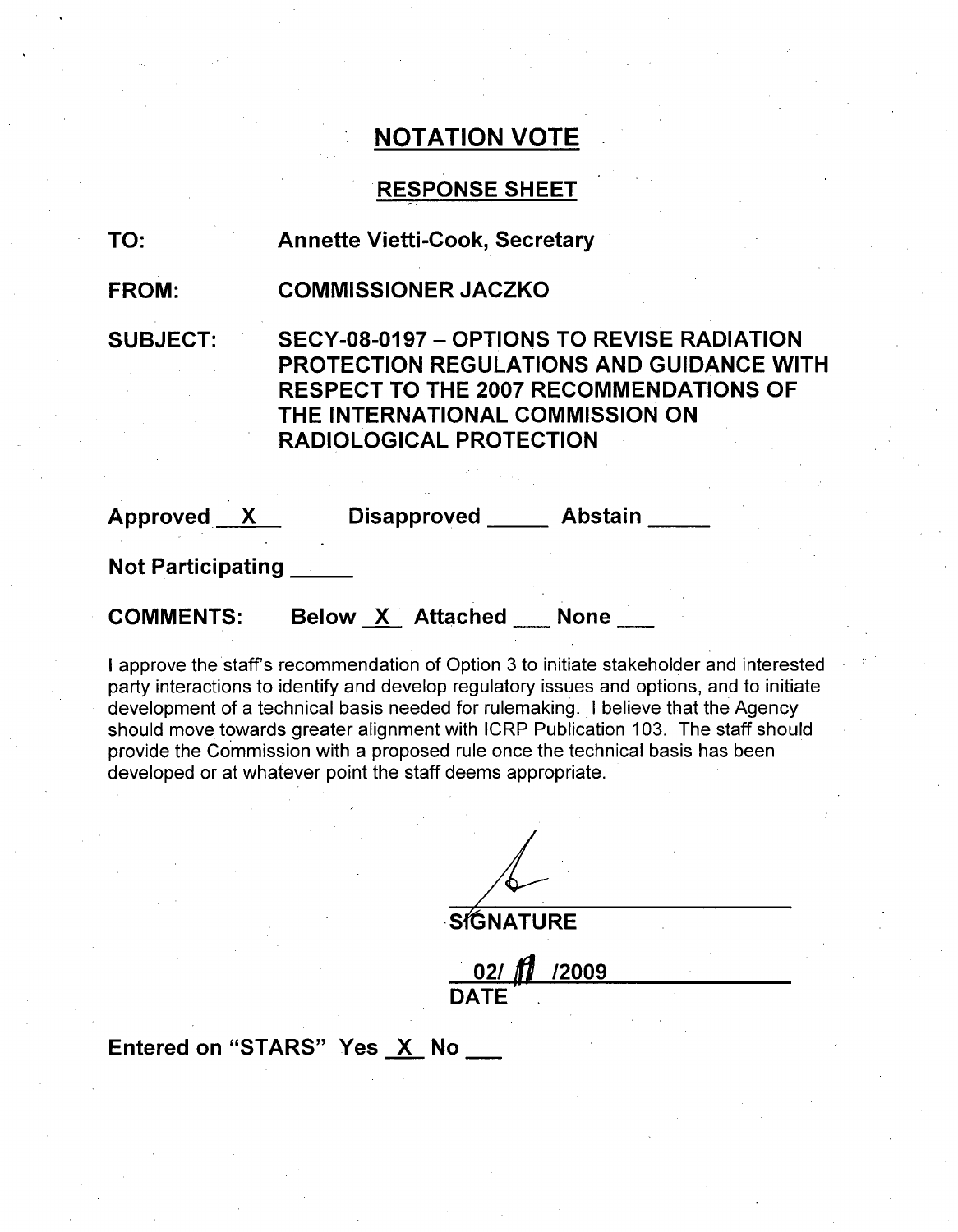# NOTATION VOTE

## RESPONSE SHEET

**TO:** Annette Vietti-Cook, Secretary

**FROM:** COMMISSIONER JACZKO

**SUBJECT:** SECY-08-0197 – OPTIONS TO REVISE RADIATION PROTECTION REGULATIONS AND GUIDANCE WITH RESPECT TO THE 2007 RECOMMENDATIONS OF THE INTERNATIONAL COMMISSION ON RADIOLOGICAL PROTECTION

**Approved** X **Disapproved** ____ **Abstain** ____

**Not Participating** ____

**COMMENTS:** Below X Attached ___ None ___

I approve the staff's recommendation of Option 3 to initiate stakeholder and interested party interactions to identify and develop regulatory issues and options, and to initiate development of a technical basis needed for rulemaking. I believe that the Agency should move towards greater alignment with ICRP Publication 103. The staff should provide the Commission with a proposed rule once the technical basis has been developed or at whatever point the staff deems appropriate.

SIGNATURE

02/ 11 /2009
DATE

**Entered on "STARS"** Yes X No ___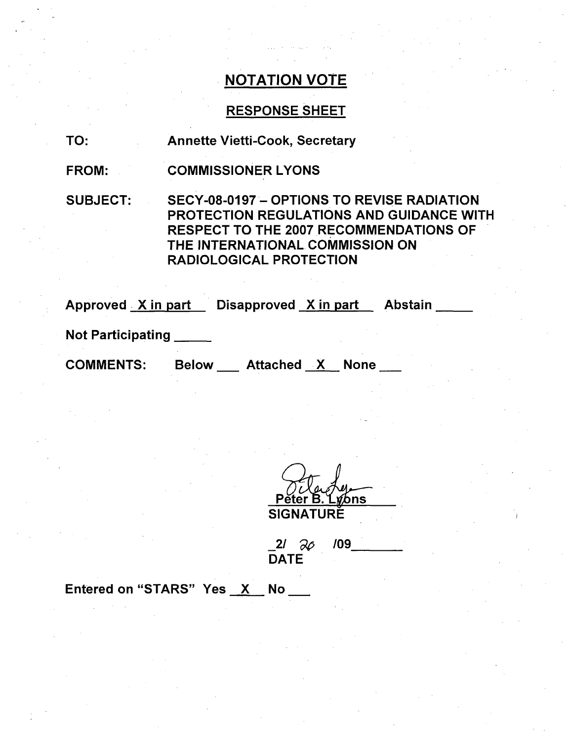## NOTATION VOTE

### RESPONSE SHEET

TO: Annette Vietti-Cook, Secretary

FROM: COMMISSIONER LYONS

SUBJECT: SECY-08-0197 – OPTIONS TO REVISE RADIATION PROTECTION REGULATIONS AND GUIDANCE WITH RESPECT TO THE 2007 RECOMMENDATIONS OF THE INTERNATIONAL COMMISSION ON RADIOLOGICAL PROTECTION

Approved X in part Disapproved X in part Abstain _____

Not Participating _____

COMMENTS: Below ___ Attached X None ___

Peter B. Lyons
SIGNATURE

2/ 26 /09
DATE

Entered on "STARS" Yes X No ___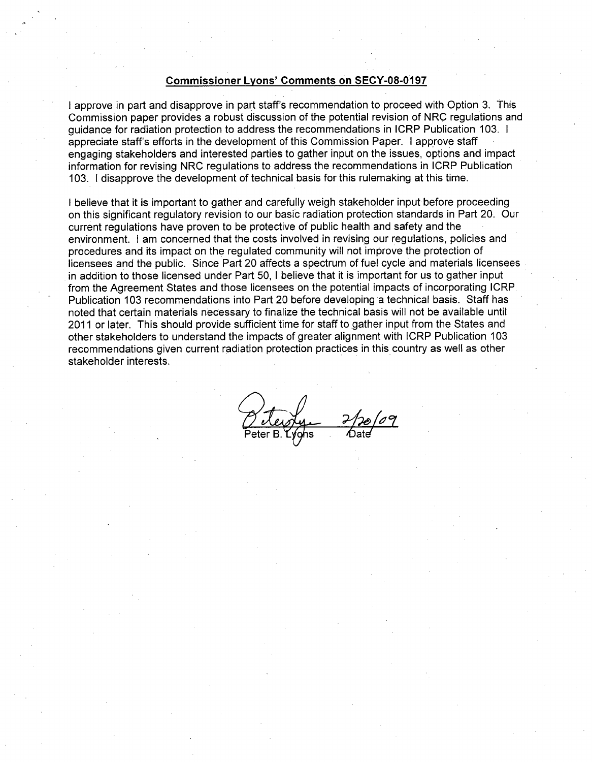## Commissioner Lyons' Comments on SECY-08-0197

I approve in part and disapprove in part staff's recommendation to proceed with Option 3. This Commission paper provides a robust discussion of the potential revision of NRC regulations and guidance for radiation protection to address the recommendations in ICRP Publication 103. I appreciate staff's efforts in the development of this Commission Paper. I approve staff engaging stakeholders and interested parties to gather input on the issues, options and impact information for revising NRC regulations to address the recommendations in ICRP Publication 103. I disapprove the development of technical basis for this rulemaking at this time.

I believe that it is important to gather and carefully weigh stakeholder input before proceeding on this significant regulatory revision to our basic radiation protection standards in Part 20. Our current regulations have proven to be protective of public health and safety and the environment. I am concerned that the costs involved in revising our regulations, policies and procedures and its impact on the regulated community will not improve the protection of licensees and the public. Since Part 20 affects a spectrum of fuel cycle and materials licensees in addition to those licensed under Part 50, I believe that it is important for us to gather input from the Agreement States and those licensees on the potential impacts of incorporating ICRP Publication 103 recommendations into Part 20 before developing a technical basis. Staff has noted that certain materials necessary to finalize the technical basis will not be available until 2011 or later. This should provide sufficient time for staff to gather input from the States and other stakeholders to understand the impacts of greater alignment with ICRP Publication 103 recommendations given current radiation protection practices in this country as well as other stakeholder interests.

Peter B. Lyons 2/20/09
Date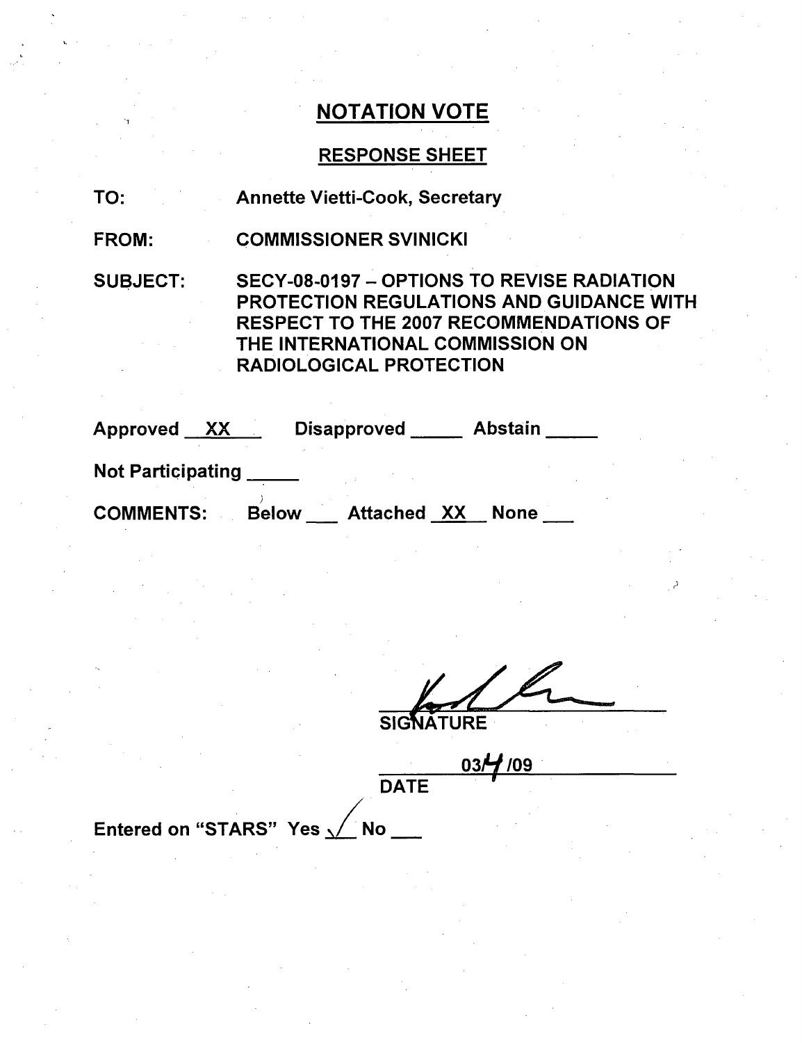# NOTATION VOTE

## RESPONSE SHEET

TO: Annette Vietti-Cook, Secretary

FROM: COMMISSIONER SVINICKI

SUBJECT: SECY-08-0197 – OPTIONS TO REVISE RADIATION PROTECTION REGULATIONS AND GUIDANCE WITH RESPECT TO THE 2007 RECOMMENDATIONS OF THE INTERNATIONAL COMMISSION ON RADIOLOGICAL PROTECTION

Approved XX Disapproved _____ Abstain _____

Not Participating _____

COMMENTS: Below ___ Attached XX None ___

SIGNATURE

03/4/09

DATE

Entered on "STARS" Yes ✓ No ___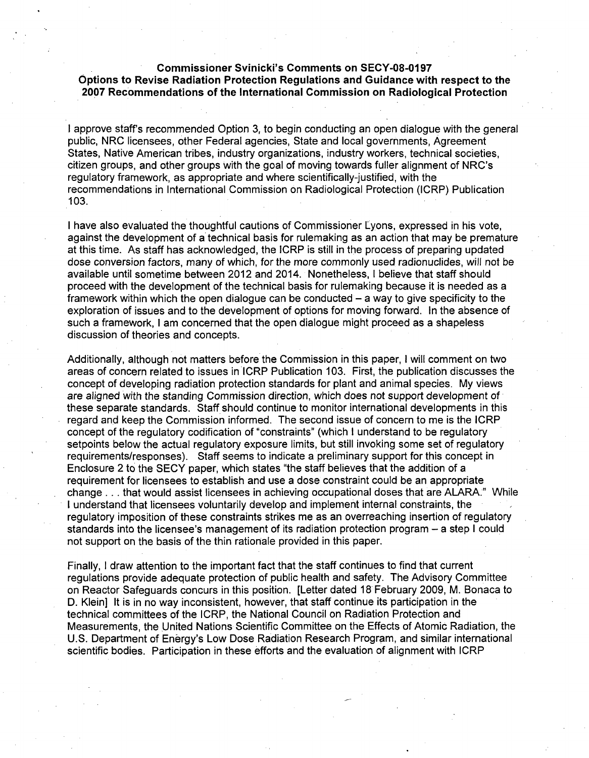**Commissioner Svinicki's Comments on SECY-08-0197**
**Options to Revise Radiation Protection Regulations and Guidance with respect to the 2007 Recommendations of the International Commission on Radiological Protection**

I approve staff's recommended Option 3, to begin conducting an open dialogue with the general public, NRC licensees, other Federal agencies, State and local governments, Agreement States, Native American tribes, industry organizations, industry workers, technical societies, citizen groups, and other groups with the goal of moving towards fuller alignment of NRC's regulatory framework, as appropriate and where scientifically-justified, with the recommendations in International Commission on Radiological Protection (ICRP) Publication 103.

I have also evaluated the thoughtful cautions of Commissioner Lyons, expressed in his vote, against the development of a technical basis for rulemaking as an action that may be premature at this time. As staff has acknowledged, the ICRP is still in the process of preparing updated dose conversion factors, many of which, for the more commonly used radionuclides, will not be available until sometime between 2012 and 2014. Nonetheless, I believe that staff should proceed with the development of the technical basis for rulemaking because it is needed as a framework within which the open dialogue can be conducted – a way to give specificity to the exploration of issues and to the development of options for moving forward. In the absence of such a framework, I am concerned that the open dialogue might proceed as a shapeless discussion of theories and concepts.

Additionally, although not matters before the Commission in this paper, I will comment on two areas of concern related to issues in ICRP Publication 103. First, the publication discusses the concept of developing radiation protection standards for plant and animal species. My views are aligned with the standing Commission direction, which does not support development of these separate standards. Staff should continue to monitor international developments in this regard and keep the Commission informed. The second issue of concern to me is the ICRP concept of the regulatory codification of "constraints" (which I understand to be regulatory setpoints below the actual regulatory exposure limits, but still invoking some set of regulatory requirements/responses). Staff seems to indicate a preliminary support for this concept in Enclosure 2 to the SECY paper, which states "the staff believes that the addition of a requirement for licensees to establish and use a dose constraint could be an appropriate change . . . that would assist licensees in achieving occupational doses that are ALARA." While I understand that licensees voluntarily develop and implement internal constraints, the regulatory imposition of these constraints strikes me as an overreaching insertion of regulatory standards into the licensee's management of its radiation protection program – a step I could not support on the basis of the thin rationale provided in this paper.

Finally, I draw attention to the important fact that the staff continues to find that current regulations provide adequate protection of public health and safety. The Advisory Committee on Reactor Safeguards concurs in this position. [Letter dated 18 February 2009, M. Bonaca to D. Klein] It is in no way inconsistent, however, that staff continue its participation in the technical committees of the ICRP, the National Council on Radiation Protection and Measurements, the United Nations Scientific Committee on the Effects of Atomic Radiation, the U.S. Department of Energy's Low Dose Radiation Research Program, and similar international scientific bodies. Participation in these efforts and the evaluation of alignment with ICRP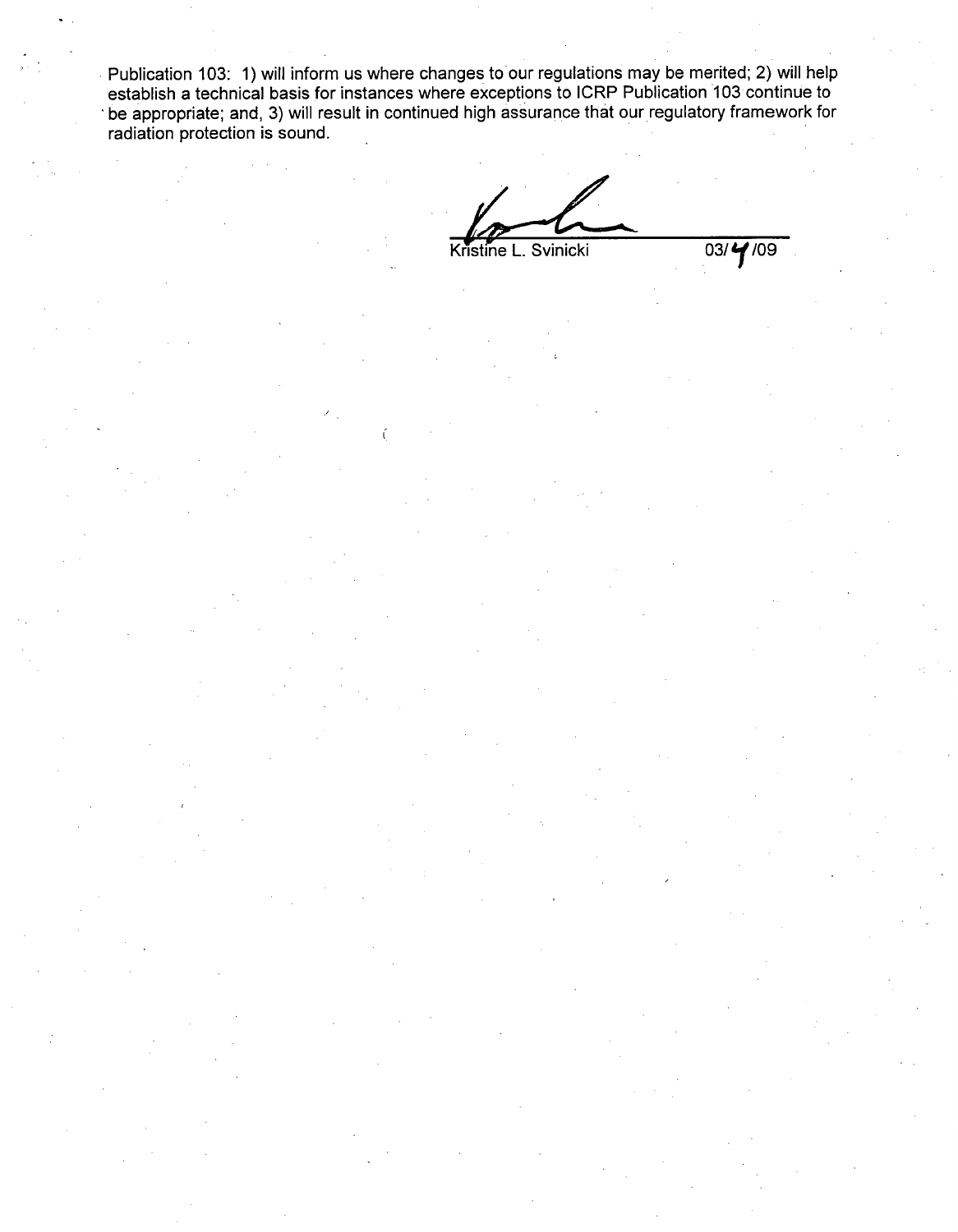Publication 103: 1) will inform us where changes to our regulations may be merited; 2) will help establish a technical basis for instances where exceptions to ICRP Publication 103 continue to be appropriate; and, 3) will result in continued high assurance that our regulatory framework for radiation protection is sound.

Kristine L. Svinicki 03/4/09